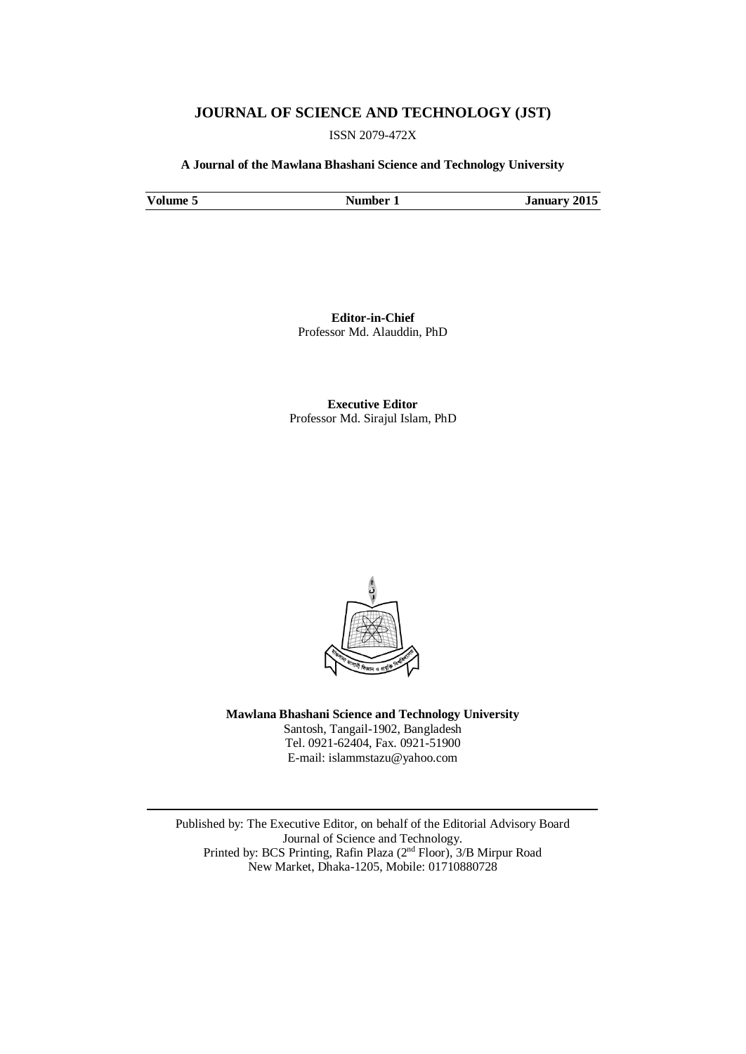# JOURNAL OF SCIENCE AND TECHNOLOGY (JST)

ISSN 2079-472X

**A Journal of the Mawlana Bhashani Science and Technology University**

| **Volume 5** | **Number 1** | **January 2015** |
|---|---|---|

**Editor-in-Chief**
Professor Md. Alauddin, PhD

**Executive Editor**
Professor Md. Sirajul Islam, PhD

**Mawlana Bhashani Science and Technology University**
Santosh, Tangail-1902, Bangladesh
Tel. 0921-62404, Fax. 0921-51900
E-mail: islammstazu@yahoo.com

---

Published by: The Executive Editor, on behalf of the Editorial Advisory Board
Journal of Science and Technology.
Printed by: BCS Printing, Rafin Plaza (2nd Floor), 3/B Mirpur Road
New Market, Dhaka-1205, Mobile: 01710880728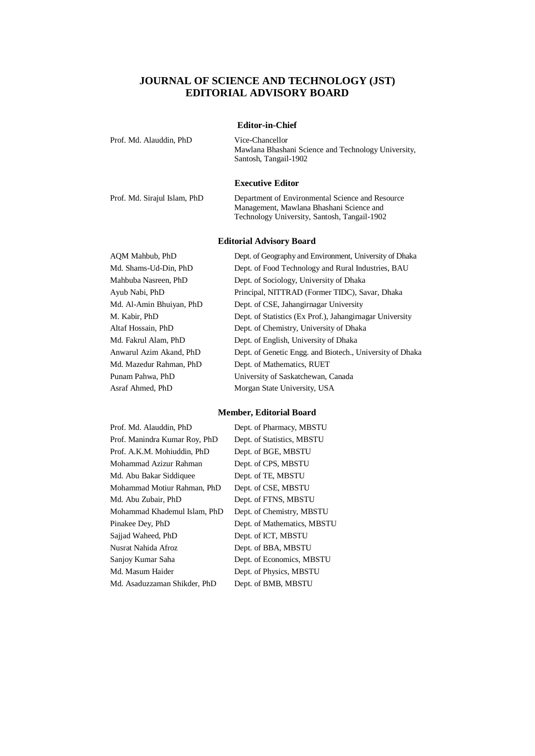# JOURNAL OF SCIENCE AND TECHNOLOGY (JST)
# EDITORIAL ADVISORY BOARD

### Editor-in-Chief

| | |
|---|---|
| Prof. Md. Alauddin, PhD | Vice-Chancellor<br>Mawlana Bhashani Science and Technology University, Santosh, Tangail-1902 |

### Executive Editor

| | |
|---|---|
| Prof. Md. Sirajul Islam, PhD | Department of Environmental Science and Resource Management, Mawlana Bhashani Science and Technology University, Santosh, Tangail-1902 |

### Editorial Advisory Board

| | |
|---|---|
| AQM Mahbub, PhD | Dept. of Geography and Environment, University of Dhaka |
| Md. Shams-Ud-Din, PhD | Dept. of Food Technology and Rural Industries, BAU |
| Mahbuba Nasreen, PhD | Dept. of Sociology, University of Dhaka |
| Ayub Nabi, PhD | Principal, NITTRAD (Former TIDC), Savar, Dhaka |
| Md. Al-Amin Bhuiyan, PhD | Dept. of CSE, Jahangirnagar University |
| M. Kabir, PhD | Dept. of Statistics (Ex Prof.), Jahangirnagar University |
| Altaf Hossain, PhD | Dept. of Chemistry, University of Dhaka |
| Md. Fakrul Alam, PhD | Dept. of English, University of Dhaka |
| Anwarul Azim Akand, PhD | Dept. of Genetic Engg. and Biotech., University of Dhaka |
| Md. Mazedur Rahman, PhD | Dept. of Mathematics, RUET |
| Punam Pahwa, PhD | University of Saskatchewan, Canada |
| Asraf Ahmed, PhD | Morgan State University, USA |

### Member, Editorial Board

| | |
|---|---|
| Prof. Md. Alauddin, PhD | Dept. of Pharmacy, MBSTU |
| Prof. Manindra Kumar Roy, PhD | Dept. of Statistics, MBSTU |
| Prof. A.K.M. Mohiuddin, PhD | Dept. of BGE, MBSTU |
| Mohammad Azizur Rahman | Dept. of CPS, MBSTU |
| Md. Abu Bakar Siddiquee | Dept. of TE, MBSTU |
| Mohammad Motiur Rahman, PhD | Dept. of CSE, MBSTU |
| Md. Abu Zubair, PhD | Dept. of FTNS, MBSTU |
| Mohammad Khademul Islam, PhD | Dept. of Chemistry, MBSTU |
| Pinakee Dey, PhD | Dept. of Mathematics, MBSTU |
| Sajjad Waheed, PhD | Dept. of ICT, MBSTU |
| Nusrat Nahida Afroz | Dept. of BBA, MBSTU |
| Sanjoy Kumar Saha | Dept. of Economics, MBSTU |
| Md. Masum Haider | Dept. of Physics, MBSTU |
| Md. Asaduzzaman Shikder, PhD | Dept. of BMB, MBSTU |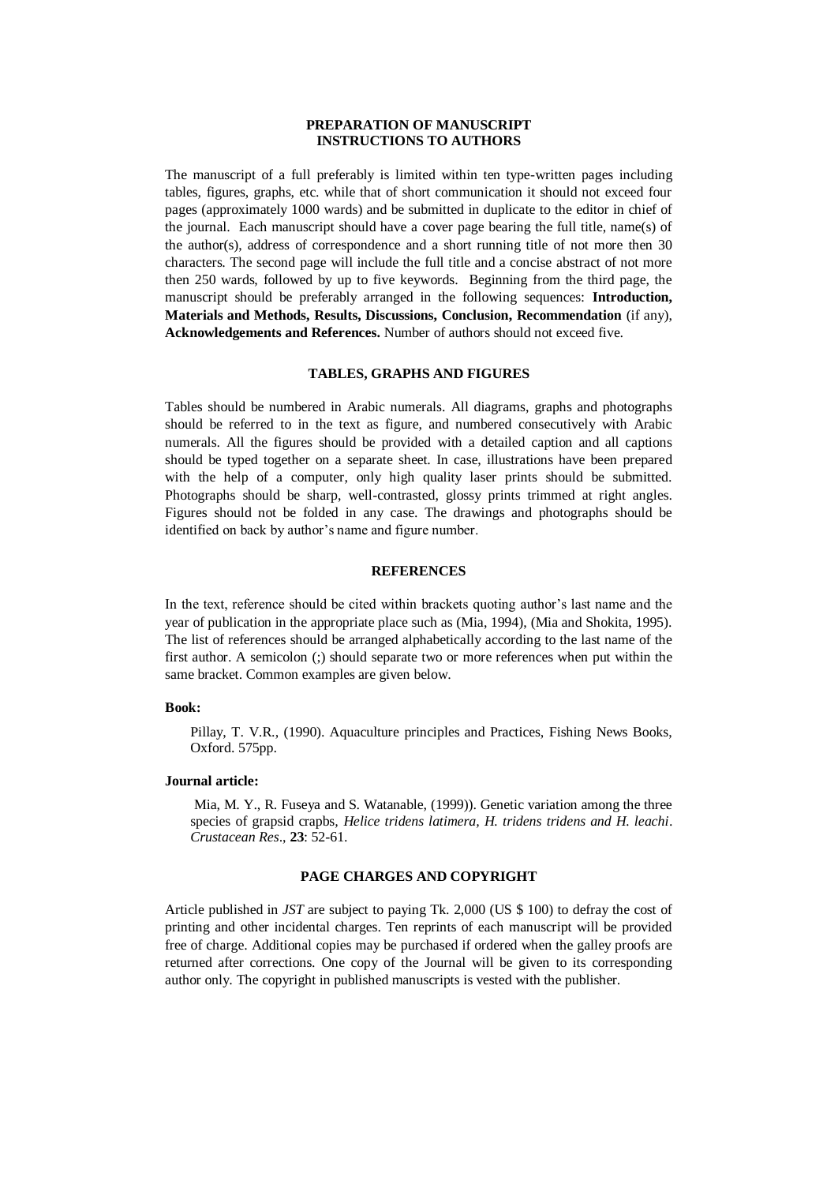# PREPARATION OF MANUSCRIPT
## INSTRUCTIONS TO AUTHORS

The manuscript of a full preferably is limited within ten type-written pages including tables, figures, graphs, etc. while that of short communication it should not exceed four pages (approximately 1000 wards) and be submitted in duplicate to the editor in chief of the journal. Each manuscript should have a cover page bearing the full title, name(s) of the author(s), address of correspondence and a short running title of not more then 30 characters. The second page will include the full title and a concise abstract of not more then 250 wards, followed by up to five keywords. Beginning from the third page, the manuscript should be preferably arranged in the following sequences: **Introduction, Materials and Methods, Results, Discussions, Conclusion, Recommendation** (if any), **Acknowledgements and References.** Number of authors should not exceed five.

## TABLES, GRAPHS AND FIGURES

Tables should be numbered in Arabic numerals. All diagrams, graphs and photographs should be referred to in the text as figure, and numbered consecutively with Arabic numerals. All the figures should be provided with a detailed caption and all captions should be typed together on a separate sheet. In case, illustrations have been prepared with the help of a computer, only high quality laser prints should be submitted. Photographs should be sharp, well-contrasted, glossy prints trimmed at right angles. Figures should not be folded in any case. The drawings and photographs should be identified on back by author's name and figure number.

## REFERENCES

In the text, reference should be cited within brackets quoting author's last name and the year of publication in the appropriate place such as (Mia, 1994), (Mia and Shokita, 1995). The list of references should be arranged alphabetically according to the last name of the first author. A semicolon (;) should separate two or more references when put within the same bracket. Common examples are given below.

**Book:**

Pillay, T. V.R., (1990). Aquaculture principles and Practices, Fishing News Books, Oxford. 575pp.

**Journal article:**

Mia, M. Y., R. Fuseya and S. Watanable, (1999)). Genetic variation among the three species of grapsid crapbs, *Helice tridens latimera, H. tridens tridens and H. leachi*. *Crustacean Res*., **23**: 52-61.

## PAGE CHARGES AND COPYRIGHT

Article published in *JST* are subject to paying Tk. 2,000 (US $ 100) to defray the cost of printing and other incidental charges. Ten reprints of each manuscript will be provided free of charge. Additional copies may be purchased if ordered when the galley proofs are returned after corrections. One copy of the Journal will be given to its corresponding author only. The copyright in published manuscripts is vested with the publisher.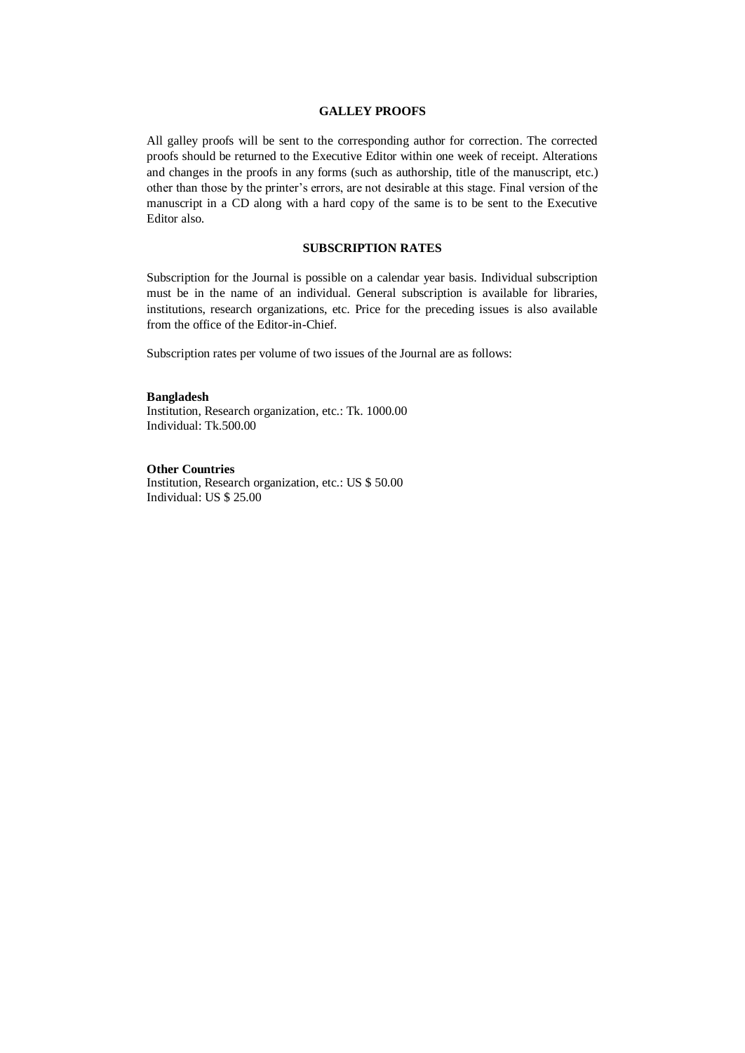## GALLEY PROOFS

All galley proofs will be sent to the corresponding author for correction. The corrected proofs should be returned to the Executive Editor within one week of receipt. Alterations and changes in the proofs in any forms (such as authorship, title of the manuscript, etc.) other than those by the printer's errors, are not desirable at this stage. Final version of the manuscript in a CD along with a hard copy of the same is to be sent to the Executive Editor also.

## SUBSCRIPTION RATES

Subscription for the Journal is possible on a calendar year basis. Individual subscription must be in the name of an individual. General subscription is available for libraries, institutions, research organizations, etc. Price for the preceding issues is also available from the office of the Editor-in-Chief.

Subscription rates per volume of two issues of the Journal are as follows:

**Bangladesh**
Institution, Research organization, etc.: Tk. 1000.00
Individual: Tk.500.00

**Other Countries**
Institution, Research organization, etc.: US $ 50.00
Individual: US $ 25.00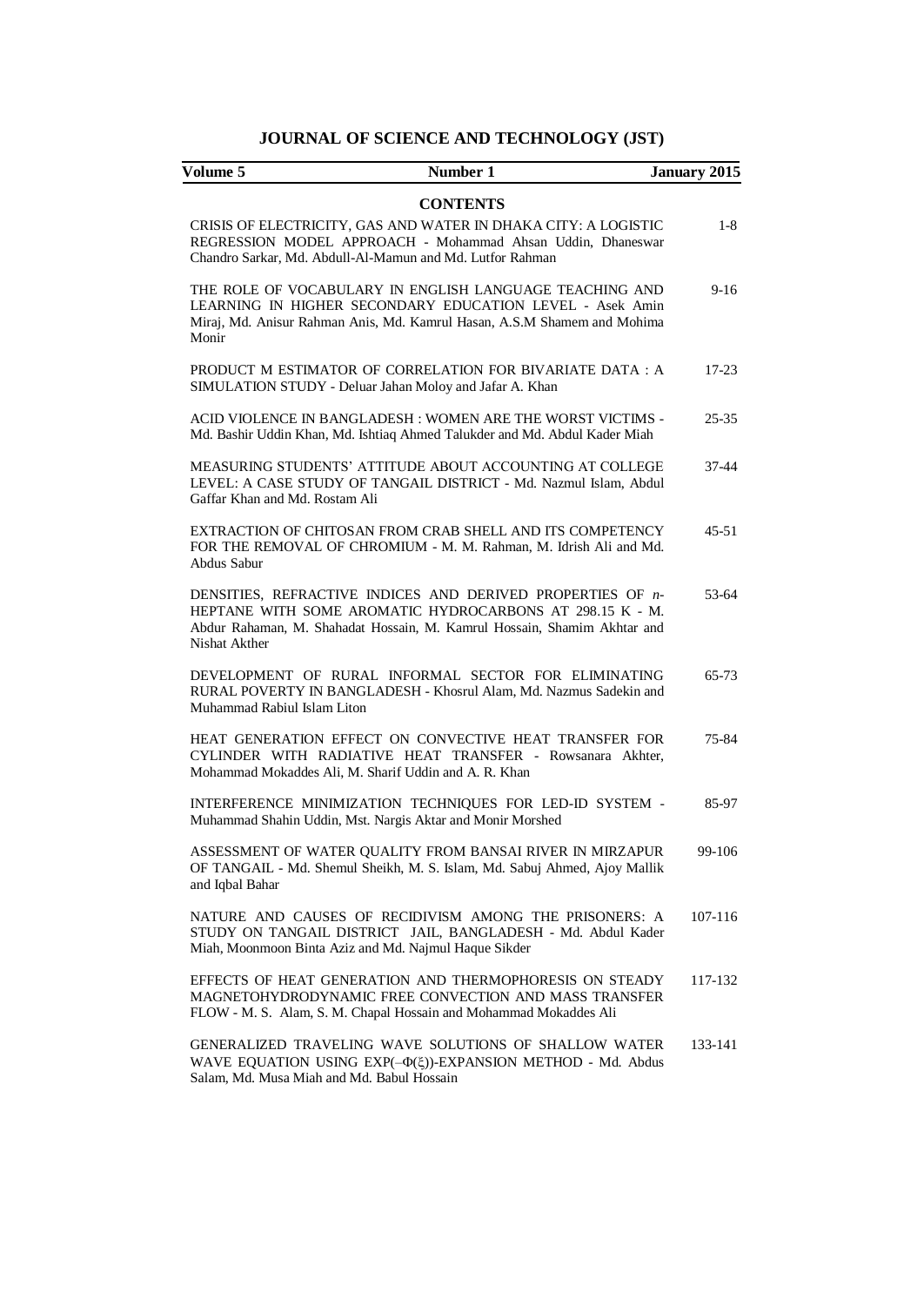# JOURNAL OF SCIENCE AND TECHNOLOGY (JST)

| Volume 5 | Number 1 | January 2015 |
|---|---|---|

## CONTENTS

| | |
|---|---|
| CRISIS OF ELECTRICITY, GAS AND WATER IN DHAKA CITY: A LOGISTIC REGRESSION MODEL APPROACH - Mohammad Ahsan Uddin, Dhaneswar Chandro Sarkar, Md. Abdull-Al-Mamun and Md. Lutfor Rahman | 1-8 |
| THE ROLE OF VOCABULARY IN ENGLISH LANGUAGE TEACHING AND LEARNING IN HIGHER SECONDARY EDUCATION LEVEL - Asek Amin Miraj, Md. Anisur Rahman Anis, Md. Kamrul Hasan, A.S.M Shamem and Mohima Monir | 9-16 |
| PRODUCT M ESTIMATOR OF CORRELATION FOR BIVARIATE DATA : A SIMULATION STUDY - Deluar Jahan Moloy and Jafar A. Khan | 17-23 |
| ACID VIOLENCE IN BANGLADESH : WOMEN ARE THE WORST VICTIMS - Md. Bashir Uddin Khan, Md. Ishtiaq Ahmed Talukder and Md. Abdul Kader Miah | 25-35 |
| MEASURING STUDENTS' ATTITUDE ABOUT ACCOUNTING AT COLLEGE LEVEL: A CASE STUDY OF TANGAIL DISTRICT - Md. Nazmul Islam, Abdul Gaffar Khan and Md. Rostam Ali | 37-44 |
| EXTRACTION OF CHITOSAN FROM CRAB SHELL AND ITS COMPETENCY FOR THE REMOVAL OF CHROMIUM - M. M. Rahman, M. Idrish Ali and Md. Abdus Sabur | 45-51 |
| DENSITIES, REFRACTIVE INDICES AND DERIVED PROPERTIES OF *n*-HEPTANE WITH SOME AROMATIC HYDROCARBONS AT 298.15 K - M. Abdur Rahaman, M. Shahadat Hossain, M. Kamrul Hossain, Shamim Akhtar and Nishat Akther | 53-64 |
| DEVELOPMENT OF RURAL INFORMAL SECTOR FOR ELIMINATING RURAL POVERTY IN BANGLADESH - Khosrul Alam, Md. Nazmus Sadekin and Muhammad Rabiul Islam Liton | 65-73 |
| HEAT GENERATION EFFECT ON CONVECTIVE HEAT TRANSFER FOR CYLINDER WITH RADIATIVE HEAT TRANSFER - Rowsanara Akhter, Mohammad Mokaddes Ali, M. Sharif Uddin and A. R. Khan | 75-84 |
| INTERFERENCE MINIMIZATION TECHNIQUES FOR LED-ID SYSTEM - Muhammad Shahin Uddin, Mst. Nargis Aktar and Monir Morshed | 85-97 |
| ASSESSMENT OF WATER QUALITY FROM BANSAI RIVER IN MIRZAPUR OF TANGAIL - Md. Shemul Sheikh, M. S. Islam, Md. Sabuj Ahmed, Ajoy Mallik and Iqbal Bahar | 99-106 |
| NATURE AND CAUSES OF RECIDIVISM AMONG THE PRISONERS: A STUDY ON TANGAIL DISTRICT JAIL, BANGLADESH - Md. Abdul Kader Miah, Moonmoon Binta Aziz and Md. Najmul Haque Sikder | 107-116 |
| EFFECTS OF HEAT GENERATION AND THERMOPHORESIS ON STEADY MAGNETOHYDRODYNAMIC FREE CONVECTION AND MASS TRANSFER FLOW - M. S. Alam, S. M. Chapal Hossain and Mohammad Mokaddes Ali | 117-132 |
| GENERALIZED TRAVELING WAVE SOLUTIONS OF SHALLOW WATER WAVE EQUATION USING EXP($-\Phi(\xi)$)-EXPANSION METHOD - Md. Abdus Salam, Md. Musa Miah and Md. Babul Hossain | 133-141 |